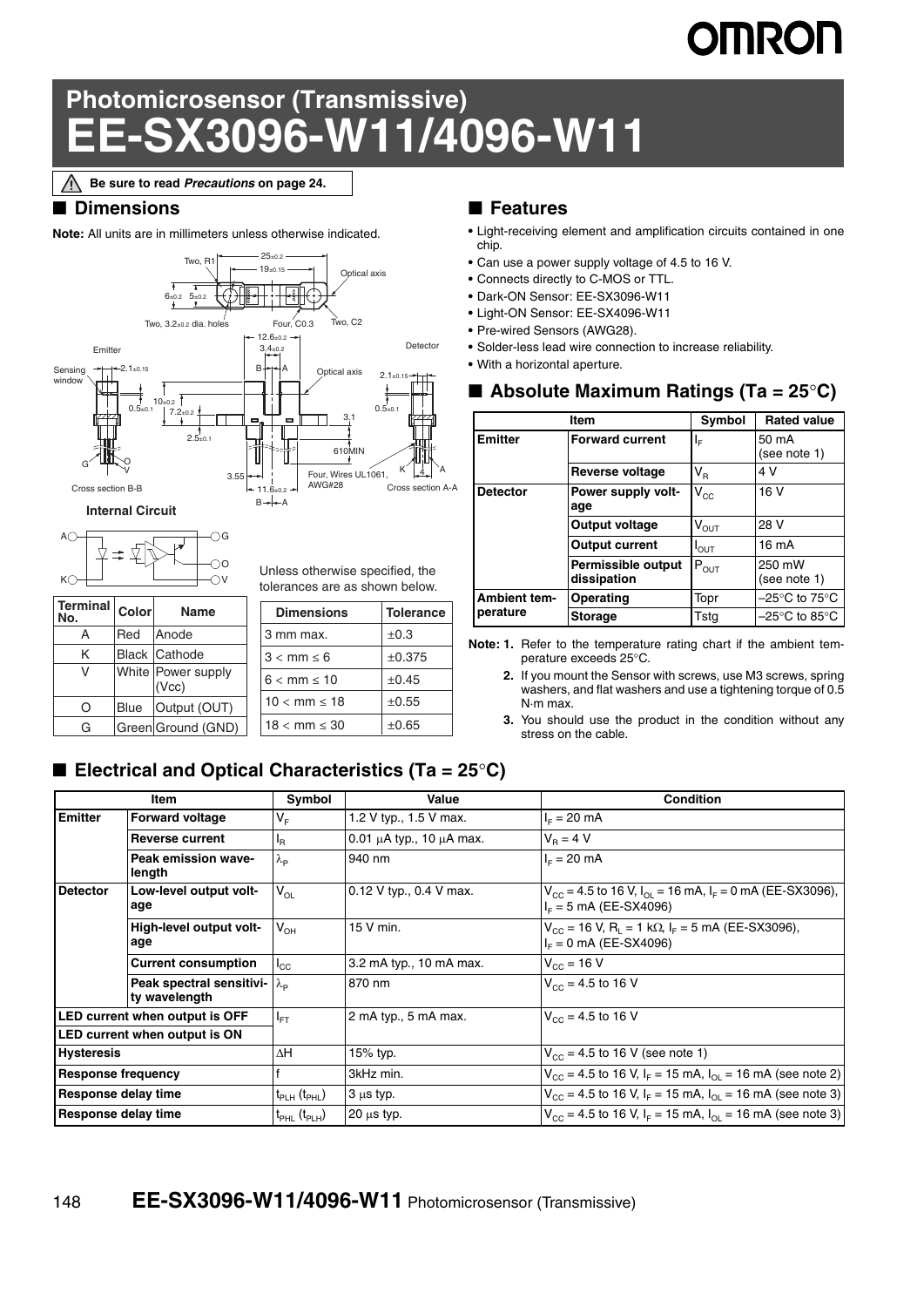# Photomicrosensor (Transmissive)
# EE-SX3096-W11/4096-W11

⚠ Be sure to read *Precautions* on page 24.

## ■ Dimensions

**Note:** All units are in millimeters unless otherwise indicated.

**Internal Circuit**

| Terminal No. | Color | Name |
|---|---|---|
| A | Red | Anode |
| K | Black | Cathode |
| V | White | Power supply (Vcc) |
| O | Blue | Output (OUT) |
| G | Green | Ground (GND) |

Unless otherwise specified, the tolerances are as shown below.

| Dimensions | Tolerance |
|---|---|
| 3 mm max. | ±0.3 |
| 3 < mm ≤ 6 | ±0.375 |
| 6 < mm ≤ 10 | ±0.45 |
| 10 < mm ≤ 18 | ±0.55 |
| 18 < mm ≤ 30 | ±0.65 |

## ■ Features

- Light-receiving element and amplification circuits contained in one chip.
- Can use a power supply voltage of 4.5 to 16 V.
- Connects directly to C-MOS or TTL.
- Dark-ON Sensor: EE-SX3096-W11
- Light-ON Sensor: EE-SX4096-W11
- Pre-wired Sensors (AWG28).
- Solder-less lead wire connection to increase reliability.
- With a horizontal aperture.

## ■ Absolute Maximum Ratings (Ta = 25°C)

| Item | | Symbol | Rated value |
|---|---|---|---|
| Emitter | Forward current | $I_F$ | 50 mA (see note 1) |
| | Reverse voltage | $V_R$ | 4 V |
| Detector | Power supply voltage | $V_{CC}$ | 16 V |
| | Output voltage | $V_{OUT}$ | 28 V |
| | Output current | $I_{OUT}$ | 16 mA |
| | Permissible output dissipation | $P_{OUT}$ | 250 mW (see note 1) |
| Ambient temperature | Operating | Topr | –25°C to 75°C |
| | Storage | Tstg | –25°C to 85°C |

**Note:**
1. Refer to the temperature rating chart if the ambient temperature exceeds 25°C.
2. If you mount the Sensor with screws, use M3 screws, spring washers, and flat washers and use a tightening torque of 0.5 N·m max.
3. You should use the product in the condition without any stress on the cable.

## ■ Electrical and Optical Characteristics (Ta = 25°C)

| Item | | Symbol | Value | Condition |
|---|---|---|---|---|
| Emitter | Forward voltage | $V_F$ | 1.2 V typ., 1.5 V max. | $I_F$ = 20 mA |
| | Reverse current | $I_R$ | 0.01 μA typ., 10 μA max. | $V_R$ = 4 V |
| | Peak emission wavelength | $\lambda_P$ | 940 nm | $I_F$ = 20 mA |
| Detector | Low-level output voltage | $V_{OL}$ | 0.12 V typ., 0.4 V max. | $V_{CC}$ = 4.5 to 16 V, $I_{OL}$ = 16 mA, $I_F$ = 0 mA (EE-SX3096), $I_F$ = 5 mA (EE-SX4096) |
| | High-level output voltage | $V_{OH}$ | 15 V min. | $V_{CC}$ = 16 V, $R_L$ = 1 kΩ, $I_F$ = 5 mA (EE-SX3096), $I_F$ = 0 mA (EE-SX4096) |
| | Current consumption | $I_{CC}$ | 3.2 mA typ., 10 mA max. | $V_{CC}$ = 16 V |
| | Peak spectral sensitivity wavelength | $\lambda_P$ | 870 nm | $V_{CC}$ = 4.5 to 16 V |
| LED current when output is OFF | | $I_{FT}$ | 2 mA typ., 5 mA max. | $V_{CC}$ = 4.5 to 16 V |
| LED current when output is ON | | | | |
| Hysteresis | | ΔH | 15% typ. | $V_{CC}$ = 4.5 to 16 V (see note 1) |
| Response frequency | | f | 3kHz min. | $V_{CC}$ = 4.5 to 16 V, $I_F$ = 15 mA, $I_{OL}$ = 16 mA (see note 2) |
| Response delay time | | $t_{PLH}$ ($t_{PHL}$) | 3 μs typ. | $V_{CC}$ = 4.5 to 16 V, $I_F$ = 15 mA, $I_{OL}$ = 16 mA (see note 3) |
| Response delay time | | $t_{PHL}$ ($t_{PLH}$) | 20 μs typ. | $V_{CC}$ = 4.5 to 16 V, $I_F$ = 15 mA, $I_{OL}$ = 16 mA (see note 3) |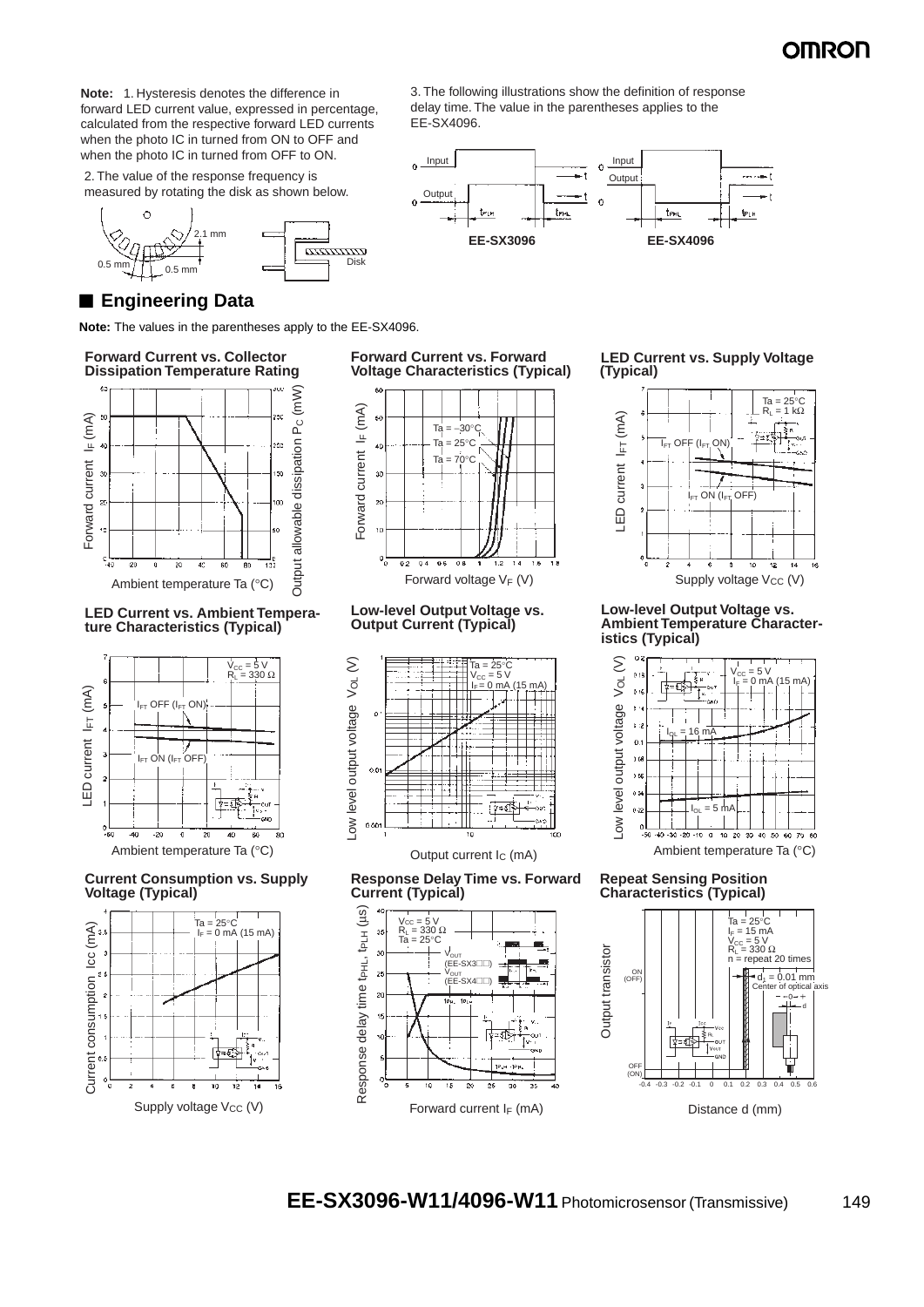**Note:** 1. Hysteresis denotes the difference in forward LED current value, expressed in percentage, calculated from the respective forward LED currents when the photo IC in turned from ON to OFF and when the photo IC in turned from OFF to ON.

2. The value of the response frequency is measured by rotating the disk as shown below.

2.1 mm
0.5 mm
0.5 mm
Disk

3. The following illustrations show the definition of response delay time. The value in the parentheses applies to the EE-SX4096.

Input
Output
$t_{PLH}$
$t_{PHL}$
EE-SX3096

Input
Output
$t_{PHL}$
$t_{PLH}$
EE-SX4096

## Engineering Data

**Note:** The values in the parentheses apply to the EE-SX4096.

**Forward Current vs. Collector Dissipation Temperature Rating**

Forward current $I_F$ (mA)
Output allowable dissipation $P_C$ (mW)
Ambient temperature Ta (°C)

**Forward Current vs. Forward Voltage Characteristics (Typical)**

Ta = −30°C
Ta = 25°C
Ta = 70°C
Forward current $I_F$ (mA)
Forward voltage $V_F$ (V)

**LED Current vs. Supply Voltage (Typical)**

Ta = 25°C
$R_L$ = 1 kΩ
$I_{FT}$ OFF ($I_{FT}$ ON)
$I_{FT}$ ON ($I_{FT}$ OFF)
LED current $I_{FT}$ (mA)
Supply voltage $V_{CC}$ (V)

**LED Current vs. Ambient Temperature Characteristics (Typical)**

$V_{CC}$ = 5 V
$R_L$ = 330 Ω
$I_{FT}$ OFF ($I_{FT}$ ON)
$I_{FT}$ ON ($I_{FT}$ OFF)
LED current $I_{FT}$ (mA)
Ambient temperature Ta (°C)

**Low-level Output Voltage vs. Output Current (Typical)**

Ta = 25°C
$V_{CC}$ = 5 V
$I_F$ = 0 mA (15 mA)
Low level output voltage $V_{OL}$ (V)
Output current $I_C$ (mA)

**Low-level Output Voltage vs. Ambient Temperature Characteristics (Typical)**

$V_{CC}$ = 5 V
$I_F$ = 0 mA (15 mA)
$I_{OL}$ = 16 mA
$I_{OL}$ = 5 mA
Low level output voltage $V_{OL}$ (V)
Ambient temperature Ta (°C)

**Current Consumption vs. Supply Voltage (Typical)**

Ta = 25°C
$I_F$ = 0 mA (15 mA)
Current consumption Icc (mA)
Supply voltage $V_{CC}$ (V)

**Response Delay Time vs. Forward Current (Typical)**

$V_{CC}$ = 5 V
$R_L$ = 330 Ω
Ta = 25°C
$V_{OUT}$ (EE-SX3□□)
$V_{OUT}$ (EE-SX4□□)
$t_{PHL}$, $t_{PLH}$
Response delay time $t_{PHL}$, $t_{PLH}$ (μs)
Forward current $I_F$ (mA)

**Repeat Sensing Position Characteristics (Typical)**

Ta = 25°C
$I_F$ = 15 mA
$V_{CC}$ = 5 V
$R_L$ = 330 Ω
n = repeat 20 times
$d_2$ = 0.01 mm
Center of optical axis
ON (OFF)
OFF (ON)
Output transistor
Distance d (mm)